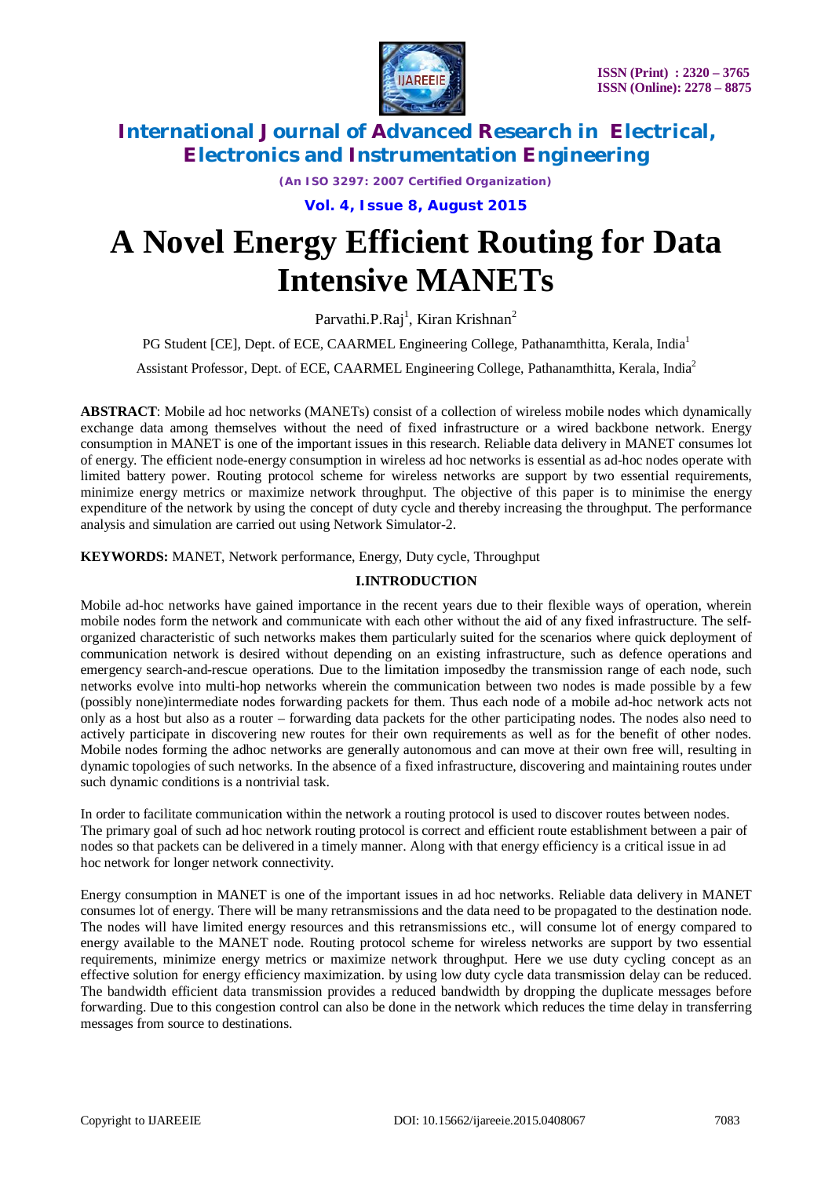# A Novel Energy Efficient Routing for Data Intensive MANETs

Parvathi.P.Raj[1], Kiran Krishnan[2]

PG Student [CE], Dept. of ECE, CAARMEL Engineering College, Pathanamthitta, Kerala, India[1]

Assistant Professor, Dept. of ECE, CAARMEL Engineering College, Pathanamthitta, Kerala, India[2]

**ABSTRACT**: Mobile ad hoc networks (MANETs) consist of a collection of wireless mobile nodes which dynamically exchange data among themselves without the need of fixed infrastructure or a wired backbone network. Energy consumption in MANET is one of the important issues in this research. Reliable data delivery in MANET consumes lot of energy. The efficient node-energy consumption in wireless ad hoc networks is essential as ad-hoc nodes operate with limited battery power. Routing protocol scheme for wireless networks are support by two essential requirements, minimize energy metrics or maximize network throughput. The objective of this paper is to minimise the energy expenditure of the network by using the concept of duty cycle and thereby increasing the throughput. The performance analysis and simulation are carried out using Network Simulator-2.

**KEYWORDS:** MANET, Network performance, Energy, Duty cycle, Throughput

## I.INTRODUCTION

Mobile ad-hoc networks have gained importance in the recent years due to their flexible ways of operation, wherein mobile nodes form the network and communicate with each other without the aid of any fixed infrastructure. The self-organized characteristic of such networks makes them particularly suited for the scenarios where quick deployment of communication network is desired without depending on an existing infrastructure, such as defence operations and emergency search-and-rescue operations. Due to the limitation imposedby the transmission range of each node, such networks evolve into multi-hop networks wherein the communication between two nodes is made possible by a few (possibly none)intermediate nodes forwarding packets for them. Thus each node of a mobile ad-hoc network acts not only as a host but also as a router – forwarding data packets for the other participating nodes. The nodes also need to actively participate in discovering new routes for their own requirements as well as for the benefit of other nodes. Mobile nodes forming the adhoc networks are generally autonomous and can move at their own free will, resulting in dynamic topologies of such networks. In the absence of a fixed infrastructure, discovering and maintaining routes under such dynamic conditions is a nontrivial task.

In order to facilitate communication within the network a routing protocol is used to discover routes between nodes. The primary goal of such ad hoc network routing protocol is correct and efficient route establishment between a pair of nodes so that packets can be delivered in a timely manner. Along with that energy efficiency is a critical issue in ad hoc network for longer network connectivity.

Energy consumption in MANET is one of the important issues in ad hoc networks. Reliable data delivery in MANET consumes lot of energy. There will be many retransmissions and the data need to be propagated to the destination node. The nodes will have limited energy resources and this retransmissions etc., will consume lot of energy compared to energy available to the MANET node. Routing protocol scheme for wireless networks are support by two essential requirements, minimize energy metrics or maximize network throughput. Here we use duty cycling concept as an effective solution for energy efficiency maximization. by using low duty cycle data transmission delay can be reduced. The bandwidth efficient data transmission provides a reduced bandwidth by dropping the duplicate messages before forwarding. Due to this congestion control can also be done in the network which reduces the time delay in transferring messages from source to destinations.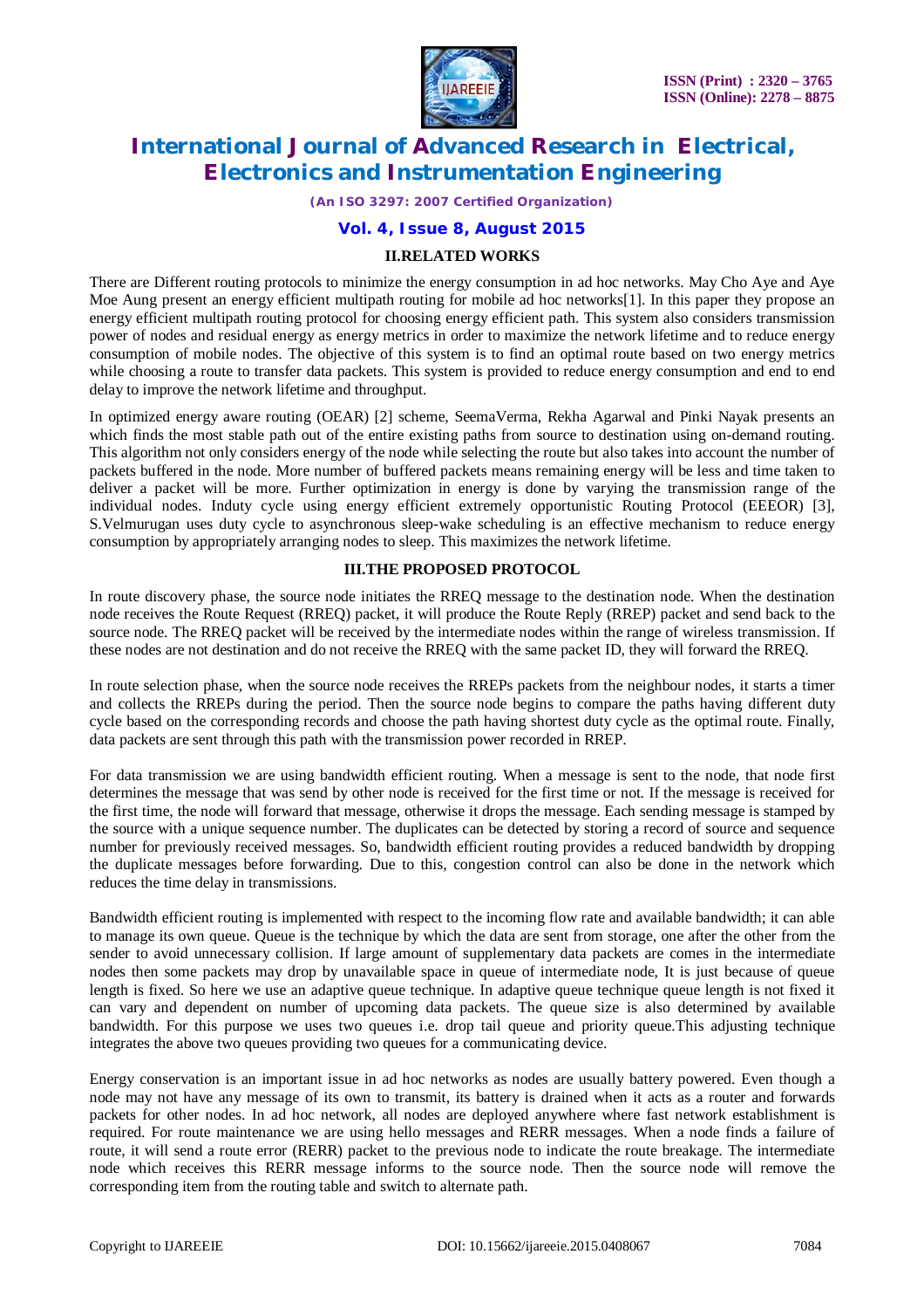## II.RELATED WORKS

There are Different routing protocols to minimize the energy consumption in ad hoc networks. May Cho Aye and Aye Moe Aung present an energy efficient multipath routing for mobile ad hoc networks[1]. In this paper they propose an energy efficient multipath routing protocol for choosing energy efficient path. This system also considers transmission power of nodes and residual energy as energy metrics in order to maximize the network lifetime and to reduce energy consumption of mobile nodes. The objective of this system is to find an optimal route based on two energy metrics while choosing a route to transfer data packets. This system is provided to reduce energy consumption and end to end delay to improve the network lifetime and throughput.

In optimized energy aware routing (OEAR) [2] scheme, SeemaVerma, Rekha Agarwal and Pinki Nayak presents an which finds the most stable path out of the entire existing paths from source to destination using on-demand routing. This algorithm not only considers energy of the node while selecting the route but also takes into account the number of packets buffered in the node. More number of buffered packets means remaining energy will be less and time taken to deliver a packet will be more. Further optimization in energy is done by varying the transmission range of the individual nodes. Induty cycle using energy efficient extremely opportunistic Routing Protocol (EEEOR) [3], S.Velmurugan uses duty cycle to asynchronous sleep-wake scheduling is an effective mechanism to reduce energy consumption by appropriately arranging nodes to sleep. This maximizes the network lifetime.

## III.THE PROPOSED PROTOCOL

In route discovery phase, the source node initiates the RREQ message to the destination node. When the destination node receives the Route Request (RREQ) packet, it will produce the Route Reply (RREP) packet and send back to the source node. The RREQ packet will be received by the intermediate nodes within the range of wireless transmission. If these nodes are not destination and do not receive the RREQ with the same packet ID, they will forward the RREQ.

In route selection phase, when the source node receives the RREPs packets from the neighbour nodes, it starts a timer and collects the RREPs during the period. Then the source node begins to compare the paths having different duty cycle based on the corresponding records and choose the path having shortest duty cycle as the optimal route. Finally, data packets are sent through this path with the transmission power recorded in RREP.

For data transmission we are using bandwidth efficient routing. When a message is sent to the node, that node first determines the message that was send by other node is received for the first time or not. If the message is received for the first time, the node will forward that message, otherwise it drops the message. Each sending message is stamped by the source with a unique sequence number. The duplicates can be detected by storing a record of source and sequence number for previously received messages. So, bandwidth efficient routing provides a reduced bandwidth by dropping the duplicate messages before forwarding. Due to this, congestion control can also be done in the network which reduces the time delay in transmissions.

Bandwidth efficient routing is implemented with respect to the incoming flow rate and available bandwidth; it can able to manage its own queue. Queue is the technique by which the data are sent from storage, one after the other from the sender to avoid unnecessary collision. If large amount of supplementary data packets are comes in the intermediate nodes then some packets may drop by unavailable space in queue of intermediate node, It is just because of queue length is fixed. So here we use an adaptive queue technique. In adaptive queue technique queue length is not fixed it can vary and dependent on number of upcoming data packets. The queue size is also determined by available bandwidth. For this purpose we uses two queues i.e. drop tail queue and priority queue.This adjusting technique integrates the above two queues providing two queues for a communicating device.

Energy conservation is an important issue in ad hoc networks as nodes are usually battery powered. Even though a node may not have any message of its own to transmit, its battery is drained when it acts as a router and forwards packets for other nodes. In ad hoc network, all nodes are deployed anywhere where fast network establishment is required. For route maintenance we are using hello messages and RERR messages. When a node finds a failure of route, it will send a route error (RERR) packet to the previous node to indicate the route breakage. The intermediate node which receives this RERR message informs to the source node. Then the source node will remove the corresponding item from the routing table and switch to alternate path.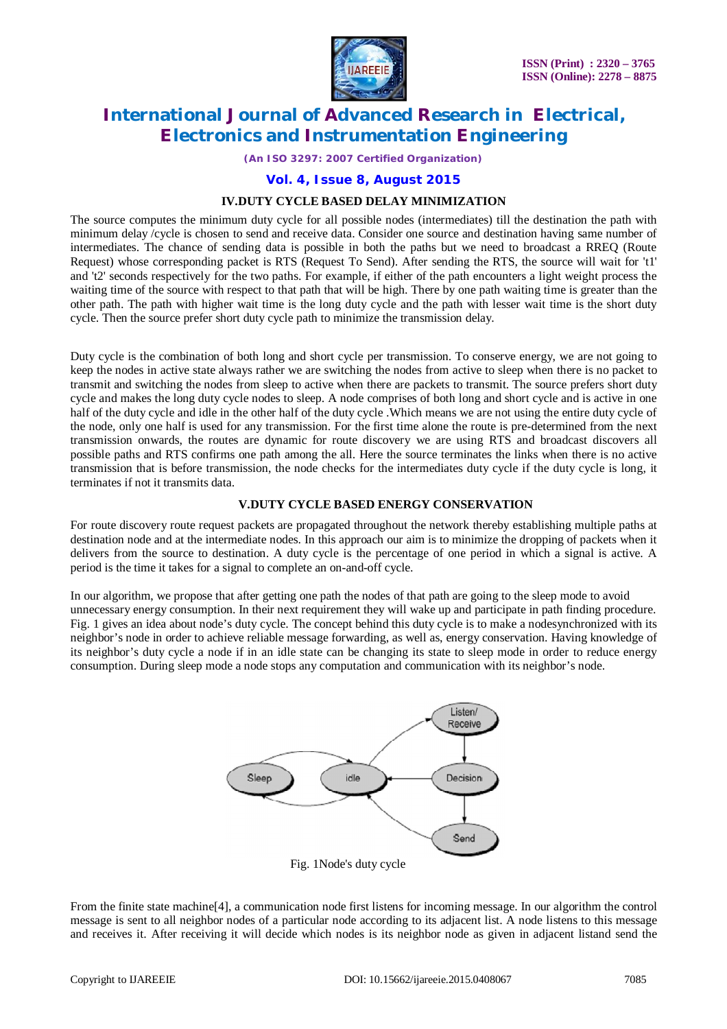## IV.DUTY CYCLE BASED DELAY MINIMIZATION

The source computes the minimum duty cycle for all possible nodes (intermediates) till the destination the path with minimum delay /cycle is chosen to send and receive data. Consider one source and destination having same number of intermediates. The chance of sending data is possible in both the paths but we need to broadcast a RREQ (Route Request) whose corresponding packet is RTS (Request To Send). After sending the RTS, the source will wait for 't1' and 't2' seconds respectively for the two paths. For example, if either of the path encounters a light weight process the waiting time of the source with respect to that path that will be high. There by one path waiting time is greater than the other path. The path with higher wait time is the long duty cycle and the path with lesser wait time is the short duty cycle. Then the source prefer short duty cycle path to minimize the transmission delay.

Duty cycle is the combination of both long and short cycle per transmission. To conserve energy, we are not going to keep the nodes in active state always rather we are switching the nodes from active to sleep when there is no packet to transmit and switching the nodes from sleep to active when there are packets to transmit. The source prefers short duty cycle and makes the long duty cycle nodes to sleep. A node comprises of both long and short cycle and is active in one half of the duty cycle and idle in the other half of the duty cycle .Which means we are not using the entire duty cycle of the node, only one half is used for any transmission. For the first time alone the route is pre-determined from the next transmission onwards, the routes are dynamic for route discovery we are using RTS and broadcast discovers all possible paths and RTS confirms one path among the all. Here the source terminates the links when there is no active transmission that is before transmission, the node checks for the intermediates duty cycle if the duty cycle is long, it terminates if not it transmits data.

## V.DUTY CYCLE BASED ENERGY CONSERVATION

For route discovery route request packets are propagated throughout the network thereby establishing multiple paths at destination node and at the intermediate nodes. In this approach our aim is to minimize the dropping of packets when it delivers from the source to destination. A duty cycle is the percentage of one period in which a signal is active. A period is the time it takes for a signal to complete an on-and-off cycle.

In our algorithm, we propose that after getting one path the nodes of that path are going to the sleep mode to avoid unnecessary energy consumption. In their next requirement they will wake up and participate in path finding procedure. Fig. 1 gives an idea about node's duty cycle. The concept behind this duty cycle is to make a nodesynchronized with its neighbor's node in order to achieve reliable message forwarding, as well as, energy conservation. Having knowledge of its neighbor's duty cycle a node if in an idle state can be changing its state to sleep mode in order to reduce energy consumption. During sleep mode a node stops any computation and communication with its neighbor's node.

Fig. 1Node's duty cycle

From the finite state machine[4], a communication node first listens for incoming message. In our algorithm the control message is sent to all neighbor nodes of a particular node according to its adjacent list. A node listens to this message and receives it. After receiving it will decide which nodes is its neighbor node as given in adjacent listand send the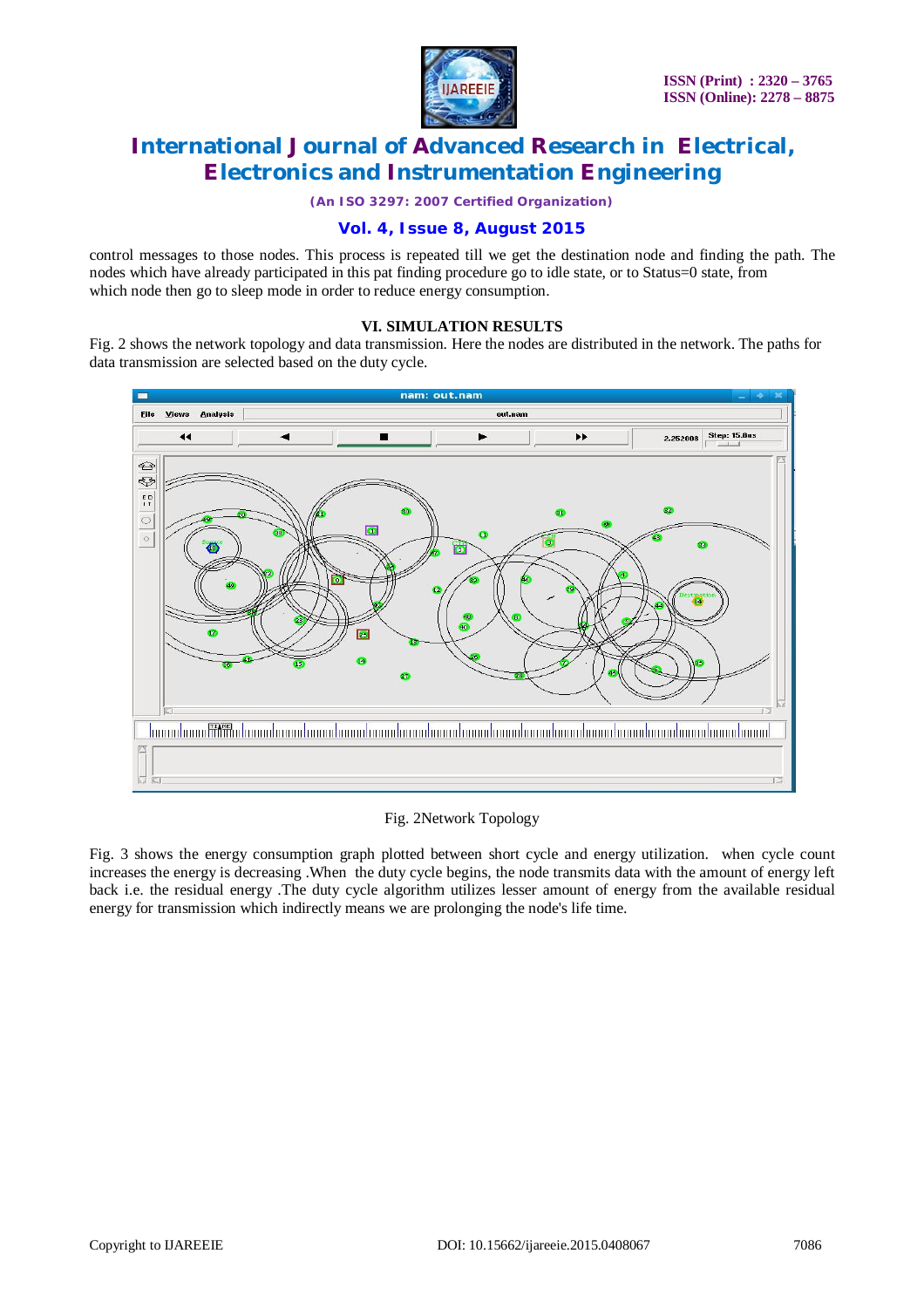control messages to those nodes. This process is repeated till we get the destination node and finding the path. The nodes which have already participated in this pat finding procedure go to idle state, or to Status=0 state, from which node then go to sleep mode in order to reduce energy consumption.

## VI. SIMULATION RESULTS

Fig. 2 shows the network topology and data transmission. Here the nodes are distributed in the network. The paths for data transmission are selected based on the duty cycle.

Fig. 2Network Topology

Fig. 3 shows the energy consumption graph plotted between short cycle and energy utilization. when cycle count increases the energy is decreasing .When the duty cycle begins, the node transmits data with the amount of energy left back i.e. the residual energy .The duty cycle algorithm utilizes lesser amount of energy from the available residual energy for transmission which indirectly means we are prolonging the node's life time.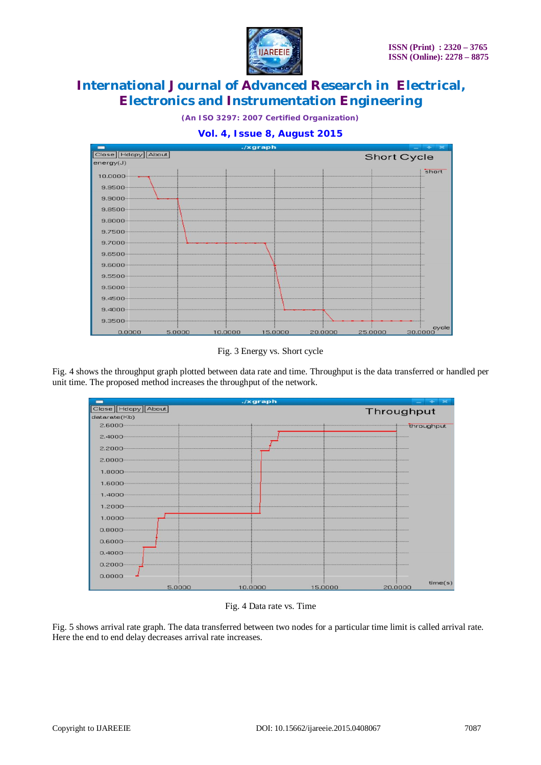Fig. 3 Energy vs. Short cycle

Fig. 4 shows the throughput graph plotted between data rate and time. Throughput is the data transferred or handled per unit time. The proposed method increases the throughput of the network.

Fig. 4 Data rate vs. Time

Fig. 5 shows arrival rate graph. The data transferred between two nodes for a particular time limit is called arrival rate. Here the end to end delay decreases arrival rate increases.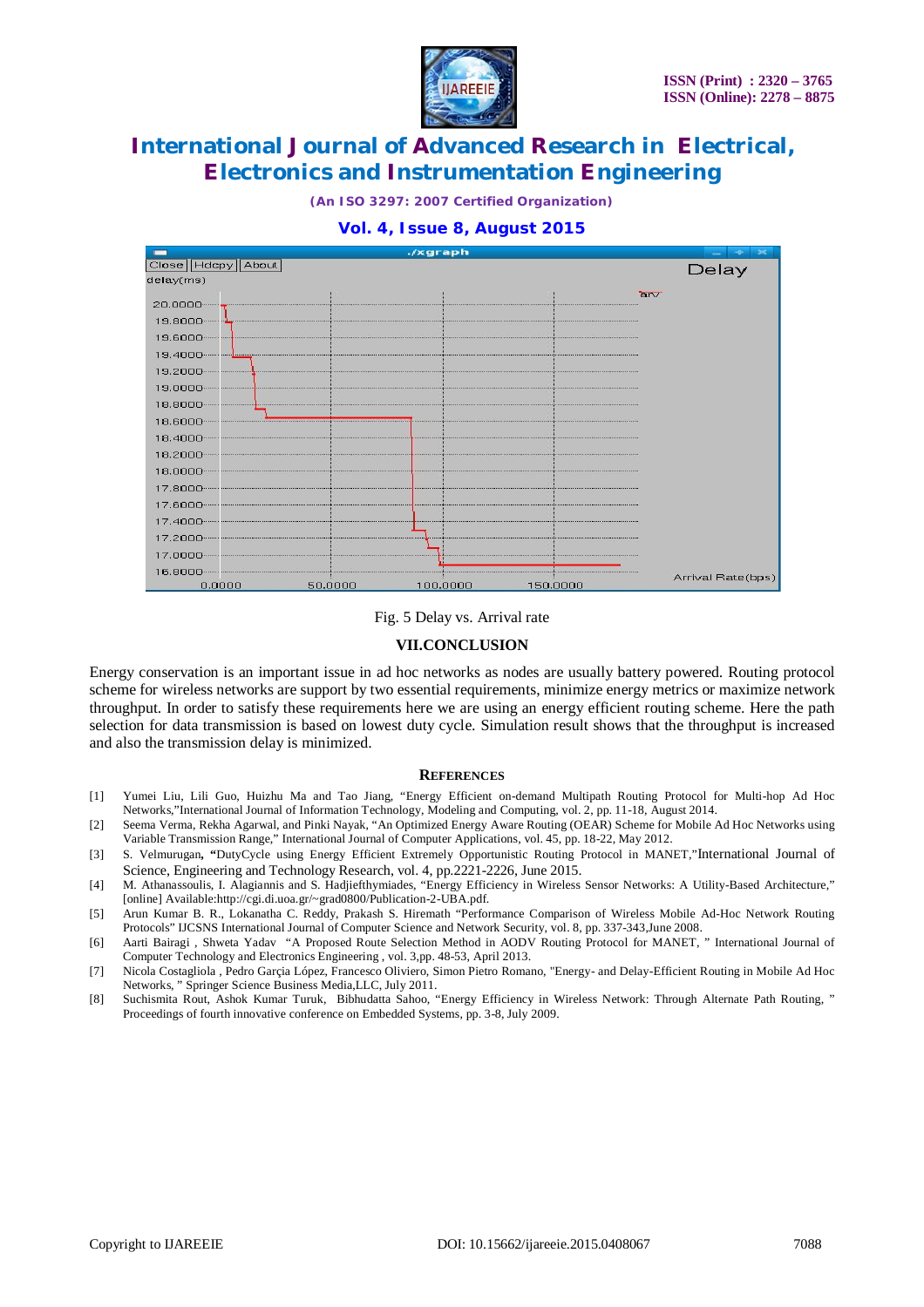./xgraph

Close | Hdcpy | About

Delay

delay(ms)

arv

20.0000
19.8000
19.6000
19.4000
19.2000
19.0000
18.8000
18.6000
18.4000
18.2000
18.0000
17.8000
17.6000
17.4000
17.2000
17.0000
16.8000

0.0000 50.0000 100.0000 150.0000

Arrival Rate(bps)

Fig. 5 Delay vs. Arrival rate

## VII.CONCLUSION

Energy conservation is an important issue in ad hoc networks as nodes are usually battery powered. Routing protocol scheme for wireless networks are support by two essential requirements, minimize energy metrics or maximize network throughput. In order to satisfy these requirements here we are using an energy efficient routing scheme. Here the path selection for data transmission is based on lowest duty cycle. Simulation result shows that the throughput is increased and also the transmission delay is minimized.

## REFERENCES

[1] Yumei Liu, Lili Guo, Huizhu Ma and Tao Jiang, "Energy Efficient on-demand Multipath Routing Protocol for Multi-hop Ad Hoc Networks,"International Journal of Information Technology, Modeling and Computing, vol. 2, pp. 11-18, August 2014.

[2] Seema Verma, Rekha Agarwal, and Pinki Nayak, "An Optimized Energy Aware Routing (OEAR) Scheme for Mobile Ad Hoc Networks using Variable Transmission Range," International Journal of Computer Applications, vol. 45, pp. 18-22, May 2012.

[3] S. Velmurugan**, "**DutyCycle using Energy Efficient Extremely Opportunistic Routing Protocol in MANET,"International Journal of Science, Engineering and Technology Research, vol. 4, pp.2221-2226, June 2015.

[4] M. Athanassoulis, I. Alagiannis and S. Hadjiefthymiades, "Energy Efficiency in Wireless Sensor Networks: A Utility-Based Architecture," [online] Available:http://cgi.di.uoa.gr/~grad0800/Publication-2-UBA.pdf.

[5] Arun Kumar B. R., Lokanatha C. Reddy, Prakash S. Hiremath "Performance Comparison of Wireless Mobile Ad-Hoc Network Routing Protocols" IJCSNS International Journal of Computer Science and Network Security, vol. 8, pp. 337-343,June 2008.

[6] Aarti Bairagi , Shweta Yadav "A Proposed Route Selection Method in AODV Routing Protocol for MANET, " International Journal of Computer Technology and Electronics Engineering , vol. 3,pp. 48-53, April 2013.

[7] Nicola Costagliola , Pedro Garçia López, Francesco Oliviero, Simon Pietro Romano, "Energy- and Delay-Efficient Routing in Mobile Ad Hoc Networks, " Springer Science Business Media,LLC, July 2011.

[8] Suchismita Rout, Ashok Kumar Turuk, Bibhudatta Sahoo, "Energy Efficiency in Wireless Network: Through Alternate Path Routing, " Proceedings of fourth innovative conference on Embedded Systems, pp. 3-8, July 2009.